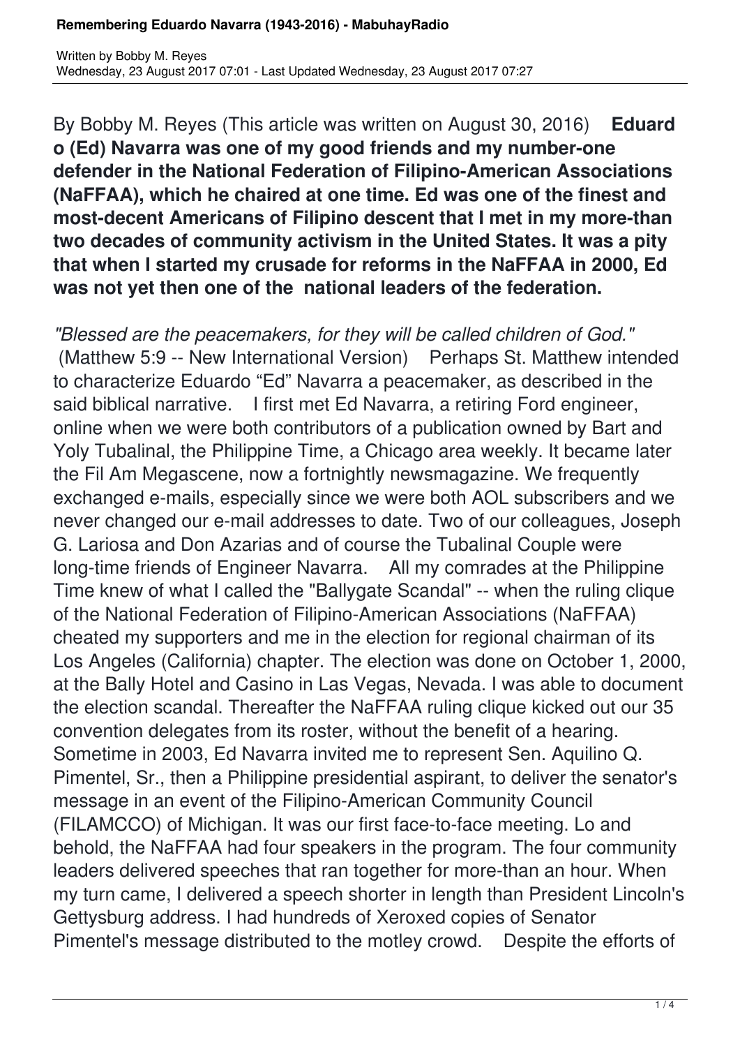By Bobby M. Reyes (This article was written on August 30, 2016) **Eduardo (Ed) Navarra was one of my good friends and my number-one defender in the National Federation of Filipino-American Associations (NaFFAA), which he chaired at one time. Ed was one of the finest and most-decent Americans of Filipino descent that I met in my more-than two decades of community activism in the United States. It was a pity that when I started my crusade for reforms in the NaFFAA in 2000, Ed was not yet then one of the national leaders of the federation.**

*"Blessed are the peacemakers, for they will be called children of God."* (Matthew 5:9 -- New International Version) Perhaps St. Matthew intended to characterize Eduardo "Ed" Navarra a peacemaker, as described in the said biblical narrative. I first met Ed Navarra, a retiring Ford engineer, online when we were both contributors of a publication owned by Bart and Yoly Tubalinal, the Philippine Time, a Chicago area weekly. It became later the Fil Am Megascene, now a fortnightly newsmagazine. We frequently exchanged e-mails, especially since we were both AOL subscribers and we never changed our e-mail addresses to date. Two of our colleagues, Joseph G. Lariosa and Don Azarias and of course the Tubalinal Couple were long-time friends of Engineer Navarra. All my comrades at the Philippine Time knew of what I called the "Ballygate Scandal" -- when the ruling clique of the National Federation of Filipino-American Associations (NaFFAA) cheated my supporters and me in the election for regional chairman of its Los Angeles (California) chapter. The election was done on October 1, 2000, at the Bally Hotel and Casino in Las Vegas, Nevada. I was able to document the election scandal. Thereafter the NaFFAA ruling clique kicked out our 35 convention delegates from its roster, without the benefit of a hearing. Sometime in 2003, Ed Navarra invited me to represent Sen. Aquilino Q. Pimentel, Sr., then a Philippine presidential aspirant, to deliver the senator's message in an event of the Filipino-American Community Council (FILAMCCO) of Michigan. It was our first face-to-face meeting. Lo and behold, the NaFFAA had four speakers in the program. The four community leaders delivered speeches that ran together for more-than an hour. When my turn came, I delivered a speech shorter in length than President Lincoln's Gettysburg address. I had hundreds of Xeroxed copies of Senator Pimentel's message distributed to the motley crowd. Despite the efforts of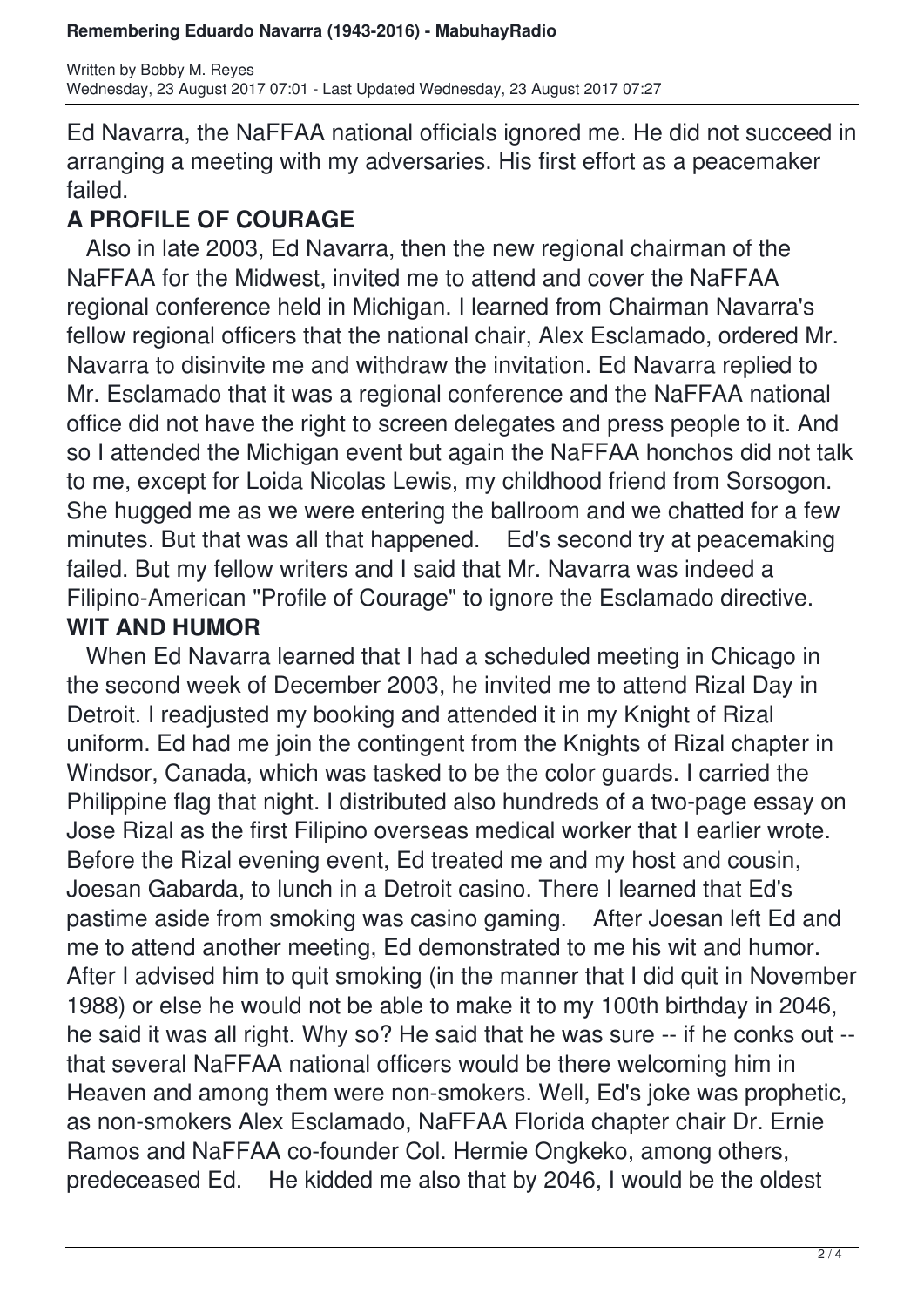Ed Navarra, the NaFFAA national officials ignored me. He did not succeed in arranging a meeting with my adversaries. His first effort as a peacemaker failed.

## A PROFILE OF COURAGE

Also in late 2003, Ed Navarra, then the new regional chairman of the NaFFAA for the Midwest, invited me to attend and cover the NaFFAA regional conference held in Michigan. I learned from Chairman Navarra's fellow regional officers that the national chair, Alex Esclamado, ordered Mr. Navarra to disinvite me and withdraw the invitation. Ed Navarra replied to Mr. Esclamado that it was a regional conference and the NaFFAA national office did not have the right to screen delegates and press people to it. And so I attended the Michigan event but again the NaFFAA honchos did not talk to me, except for Loida Nicolas Lewis, my childhood friend from Sorsogon. She hugged me as we were entering the ballroom and we chatted for a few minutes. But that was all that happened. Ed's second try at peacemaking failed. But my fellow writers and I said that Mr. Navarra was indeed a Filipino-American "Profile of Courage" to ignore the Esclamado directive.

## WIT AND HUMOR

When Ed Navarra learned that I had a scheduled meeting in Chicago in the second week of December 2003, he invited me to attend Rizal Day in Detroit. I readjusted my booking and attended it in my Knight of Rizal uniform. Ed had me join the contingent from the Knights of Rizal chapter in Windsor, Canada, which was tasked to be the color guards. I carried the Philippine flag that night. I distributed also hundreds of a two-page essay on Jose Rizal as the first Filipino overseas medical worker that I earlier wrote. Before the Rizal evening event, Ed treated me and my host and cousin, Joesan Gabarda, to lunch in a Detroit casino. There I learned that Ed's pastime aside from smoking was casino gaming. After Joesan left Ed and me to attend another meeting, Ed demonstrated to me his wit and humor. After I advised him to quit smoking (in the manner that I did quit in November 1988) or else he would not be able to make it to my 100th birthday in 2046, he said it was all right. Why so? He said that he was sure -- if he conks out -- that several NaFFAA national officers would be there welcoming him in Heaven and among them were non-smokers. Well, Ed's joke was prophetic, as non-smokers Alex Esclamado, NaFFAA Florida chapter chair Dr. Ernie Ramos and NaFFAA co-founder Col. Hermie Ongkeko, among others, predeceased Ed. He kidded me also that by 2046, I would be the oldest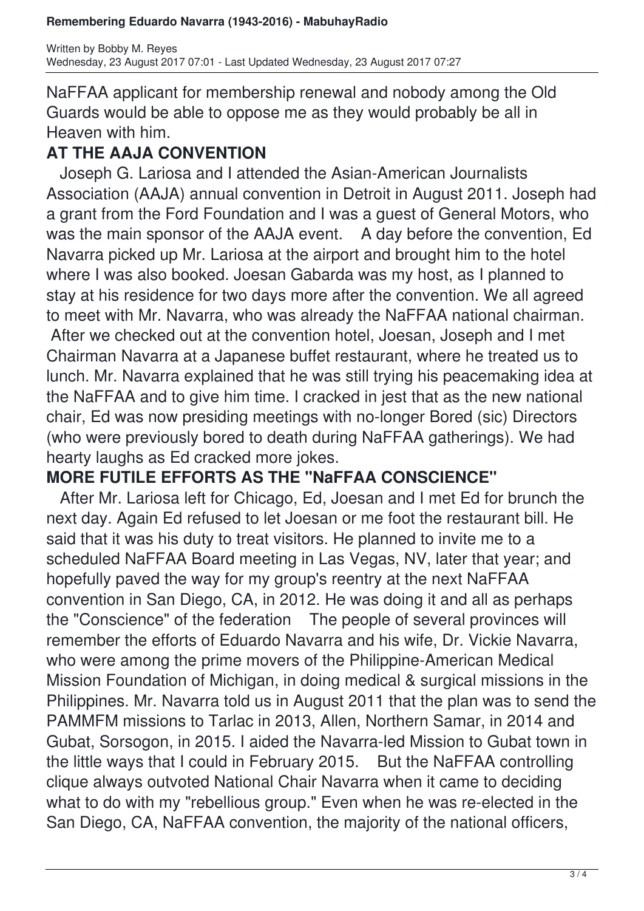NaFFAA applicant for membership renewal and nobody among the Old Guards would be able to oppose me as they would probably be all in Heaven with him.

**AT THE AAJA CONVENTION**

Joseph G. Lariosa and I attended the Asian-American Journalists Association (AAJA) annual convention in Detroit in August 2011. Joseph had a grant from the Ford Foundation and I was a guest of General Motors, who was the main sponsor of the AAJA event. A day before the convention, Ed Navarra picked up Mr. Lariosa at the airport and brought him to the hotel where I was also booked. Joesan Gabarda was my host, as I planned to stay at his residence for two days more after the convention. We all agreed to meet with Mr. Navarra, who was already the NaFFAA national chairman. After we checked out at the convention hotel, Joesan, Joseph and I met Chairman Navarra at a Japanese buffet restaurant, where he treated us to lunch. Mr. Navarra explained that he was still trying his peacemaking idea at the NaFFAA and to give him time. I cracked in jest that as the new national chair, Ed was now presiding meetings with no-longer Bored (sic) Directors (who were previously bored to death during NaFFAA gatherings). We had hearty laughs as Ed cracked more jokes.

**MORE FUTILE EFFORTS AS THE "NaFFAA CONSCIENCE"**

After Mr. Lariosa left for Chicago, Ed, Joesan and I met Ed for brunch the next day. Again Ed refused to let Joesan or me foot the restaurant bill. He said that it was his duty to treat visitors. He planned to invite me to a scheduled NaFFAA Board meeting in Las Vegas, NV, later that year; and hopefully paved the way for my group's reentry at the next NaFFAA convention in San Diego, CA, in 2012. He was doing it and all as perhaps the "Conscience" of the federation The people of several provinces will remember the efforts of Eduardo Navarra and his wife, Dr. Vickie Navarra, who were among the prime movers of the Philippine-American Medical Mission Foundation of Michigan, in doing medical & surgical missions in the Philippines. Mr. Navarra told us in August 2011 that the plan was to send the PAMMFM missions to Tarlac in 2013, Allen, Northern Samar, in 2014 and Gubat, Sorsogon, in 2015. I aided the Navarra-led Mission to Gubat town in the little ways that I could in February 2015. But the NaFFAA controlling clique always outvoted National Chair Navarra when it came to deciding what to do with my "rebellious group." Even when he was re-elected in the San Diego, CA, NaFFAA convention, the majority of the national officers,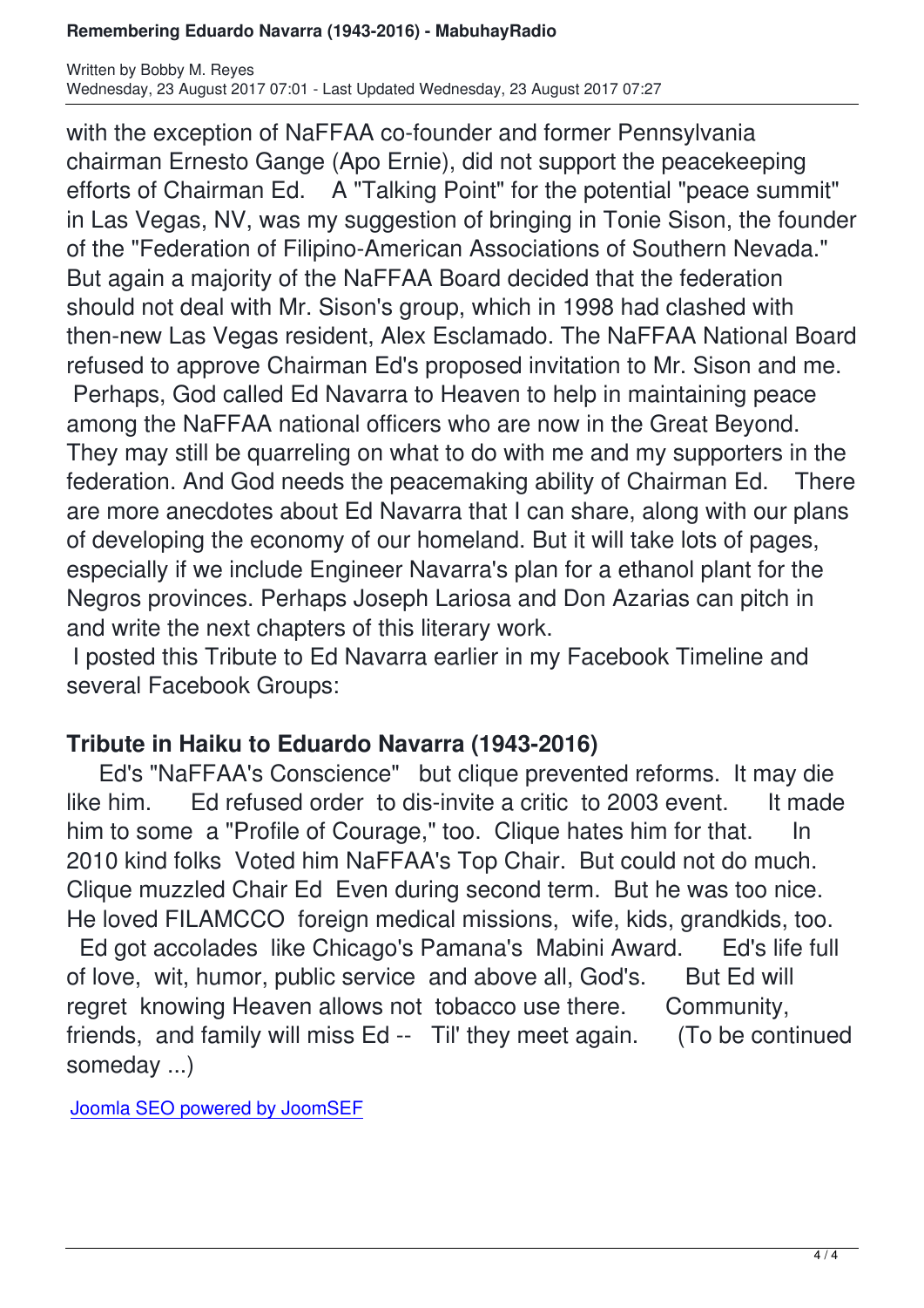with the exception of NaFFAA co-founder and former Pennsylvania chairman Ernesto Gange (Apo Ernie), did not support the peacekeeping efforts of Chairman Ed. A "Talking Point" for the potential "peace summit" in Las Vegas, NV, was my suggestion of bringing in Tonie Sison, the founder of the "Federation of Filipino-American Associations of Southern Nevada." But again a majority of the NaFFAA Board decided that the federation should not deal with Mr. Sison's group, which in 1998 had clashed with then-new Las Vegas resident, Alex Esclamado. The NaFFAA National Board refused to approve Chairman Ed's proposed invitation to Mr. Sison and me.

Perhaps, God called Ed Navarra to Heaven to help in maintaining peace among the NaFFAA national officers who are now in the Great Beyond. They may still be quarreling on what to do with me and my supporters in the federation. And God needs the peacemaking ability of Chairman Ed. There are more anecdotes about Ed Navarra that I can share, along with our plans of developing the economy of our homeland. But it will take lots of pages, especially if we include Engineer Navarra's plan for a ethanol plant for the Negros provinces. Perhaps Joseph Lariosa and Don Azarias can pitch in and write the next chapters of this literary work.

I posted this Tribute to Ed Navarra earlier in my Facebook Timeline and several Facebook Groups:

### Tribute in Haiku to Eduardo Navarra (1943-2016)

Ed's "NaFFAA's Conscience" but clique prevented reforms. It may die like him. Ed refused order to dis-invite a critic to 2003 event. It made him to some a "Profile of Courage," too. Clique hates him for that. In 2010 kind folks Voted him NaFFAA's Top Chair. But could not do much. Clique muzzled Chair Ed Even during second term. But he was too nice. He loved FILAMCCO foreign medical missions, wife, kids, grandkids, too. Ed got accolades like Chicago's Pamana's Mabini Award. Ed's life full of love, wit, humor, public service and above all, God's. But Ed will regret knowing Heaven allows not tobacco use there. Community, friends, and family will miss Ed -- Til' they meet again. (To be continued someday ...)

Joomla SEO powered by JoomSEF